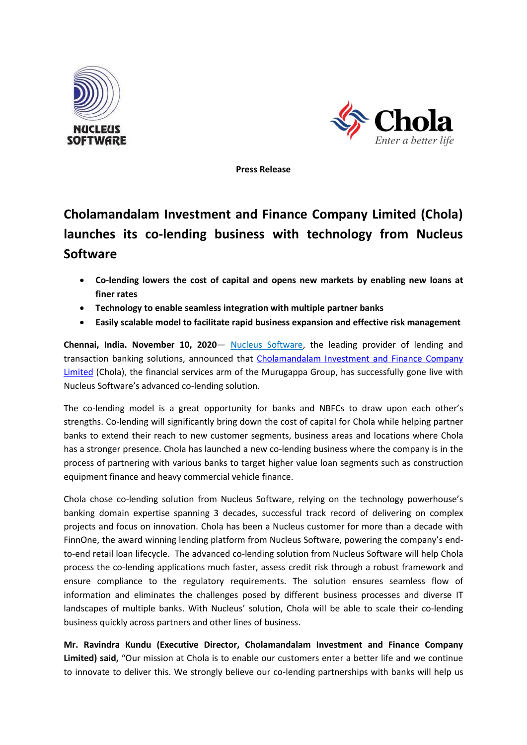**Press Release**

# Cholamandalam Investment and Finance Company Limited (Chola) launches its co-lending business with technology from Nucleus Software

- **Co-lending lowers the cost of capital and opens new markets by enabling new loans at finer rates**
- **Technology to enable seamless integration with multiple partner banks**
- **Easily scalable model to facilitate rapid business expansion and effective risk management**

**Chennai, India. November 10, 2020**— Nucleus Software, the leading provider of lending and transaction banking solutions, announced that Cholamandalam Investment and Finance Company Limited (Chola), the financial services arm of the Murugappa Group, has successfully gone live with Nucleus Software's advanced co-lending solution.

The co-lending model is a great opportunity for banks and NBFCs to draw upon each other's strengths. Co-lending will significantly bring down the cost of capital for Chola while helping partner banks to extend their reach to new customer segments, business areas and locations where Chola has a stronger presence. Chola has launched a new co-lending business where the company is in the process of partnering with various banks to target higher value loan segments such as construction equipment finance and heavy commercial vehicle finance.

Chola chose co-lending solution from Nucleus Software, relying on the technology powerhouse's banking domain expertise spanning 3 decades, successful track record of delivering on complex projects and focus on innovation. Chola has been a Nucleus customer for more than a decade with FinnOne, the award winning lending platform from Nucleus Software, powering the company's end-to-end retail loan lifecycle. The advanced co-lending solution from Nucleus Software will help Chola process the co-lending applications much faster, assess credit risk through a robust framework and ensure compliance to the regulatory requirements. The solution ensures seamless flow of information and eliminates the challenges posed by different business processes and diverse IT landscapes of multiple banks. With Nucleus' solution, Chola will be able to scale their co-lending business quickly across partners and other lines of business.

**Mr. Ravindra Kundu (Executive Director, Cholamandalam Investment and Finance Company Limited) said,** "Our mission at Chola is to enable our customers enter a better life and we continue to innovate to deliver this. We strongly believe our co-lending partnerships with banks will help us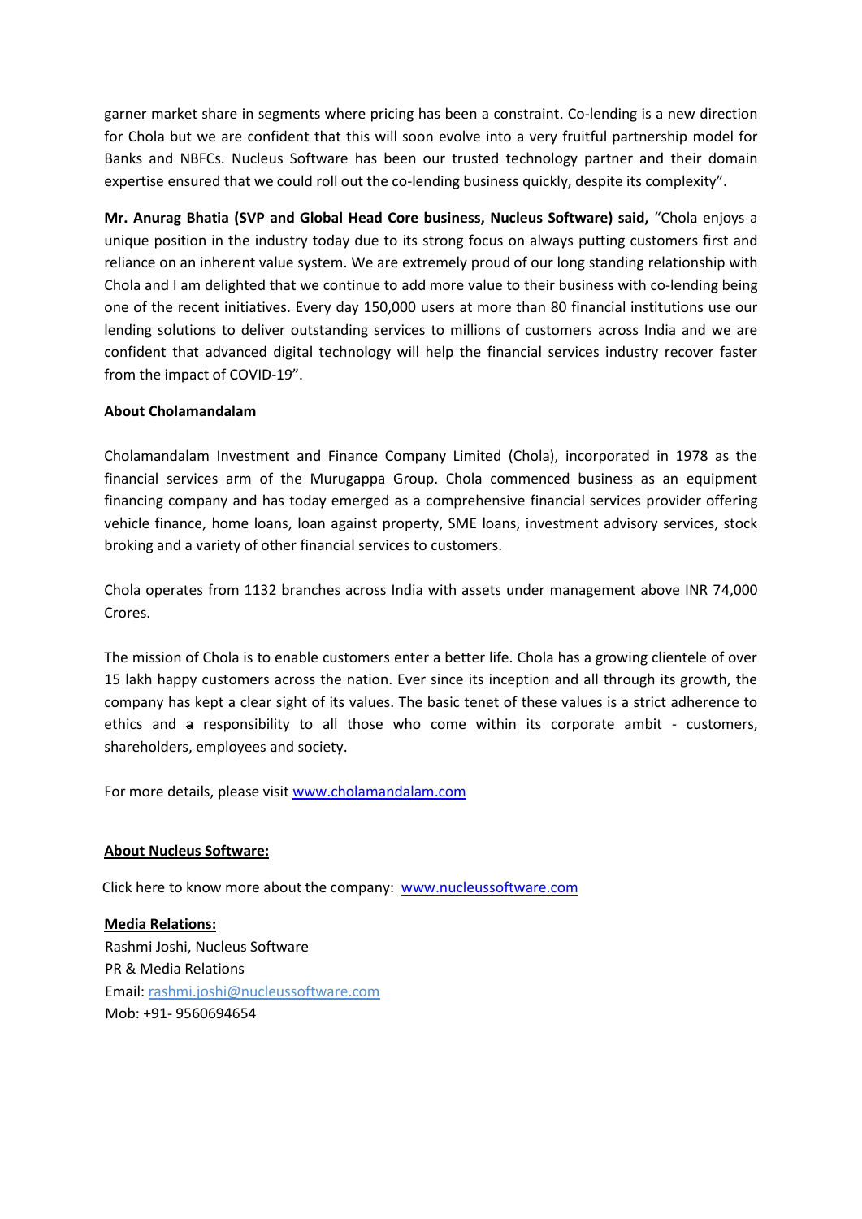garner market share in segments where pricing has been a constraint. Co-lending is a new direction for Chola but we are confident that this will soon evolve into a very fruitful partnership model for Banks and NBFCs. Nucleus Software has been our trusted technology partner and their domain expertise ensured that we could roll out the co-lending business quickly, despite its complexity".

**Mr. Anurag Bhatia (SVP and Global Head Core business, Nucleus Software) said,** "Chola enjoys a unique position in the industry today due to its strong focus on always putting customers first and reliance on an inherent value system. We are extremely proud of our long standing relationship with Chola and I am delighted that we continue to add more value to their business with co-lending being one of the recent initiatives. Every day 150,000 users at more than 80 financial institutions use our lending solutions to deliver outstanding services to millions of customers across India and we are confident that advanced digital technology will help the financial services industry recover faster from the impact of COVID-19".

**About Cholamandalam**

Cholamandalam Investment and Finance Company Limited (Chola), incorporated in 1978 as the financial services arm of the Murugappa Group. Chola commenced business as an equipment financing company and has today emerged as a comprehensive financial services provider offering vehicle finance, home loans, loan against property, SME loans, investment advisory services, stock broking and a variety of other financial services to customers.

Chola operates from 1132 branches across India with assets under management above INR 74,000 Crores.

The mission of Chola is to enable customers enter a better life. Chola has a growing clientele of over 15 lakh happy customers across the nation. Ever since its inception and all through its growth, the company has kept a clear sight of its values. The basic tenet of these values is a strict adherence to ethics and ~~a~~ responsibility to all those who come within its corporate ambit - customers, shareholders, employees and society.

For more details, please visit [www.cholamandalam.com](www.cholamandalam.com)

**About Nucleus Software:**

Click here to know more about the company: [www.nucleussoftware.com](www.nucleussoftware.com)

**Media Relations:**
Rashmi Joshi, Nucleus Software
PR & Media Relations
Email: rashmi.joshi@nucleussoftware.com
Mob: +91- 9560694654